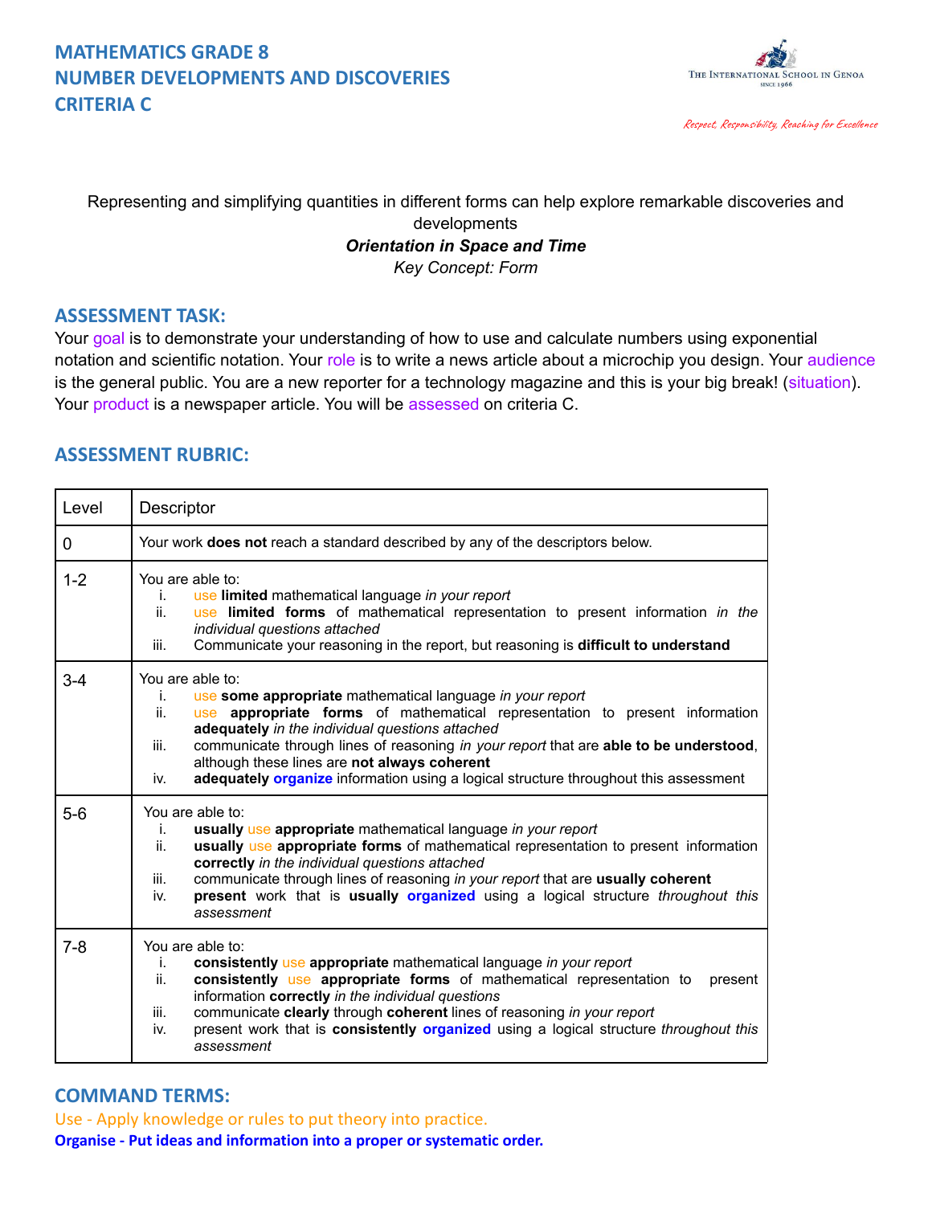# MATHEMATICS GRADE 8
# NUMBER DEVELOPMENTS AND DISCOVERIES
# CRITERIA C

The International School in Genoa
Since 1966

*Respect, Responsibility, Reaching for Excellence*

Representing and simplifying quantities in different forms can help explore remarkable discoveries and developments

***Orientation in Space and Time***

*Key Concept: Form*

## ASSESSMENT TASK:

Your goal is to demonstrate your understanding of how to use and calculate numbers using exponential notation and scientific notation. Your role is to write a news article about a microchip you design. Your audience is the general public. You are a new reporter for a technology magazine and this is your big break! (situation). Your product is a newspaper article. You will be assessed on criteria C.

## ASSESSMENT RUBRIC:

| Level | Descriptor |
|---|---|
| 0 | Your work **does not** reach a standard described by any of the descriptors below. |
| 1-2 | You are able to:<br>i. use **limited** mathematical language *in your report*<br>ii. use **limited forms** of mathematical representation to present information *in the individual questions attached*<br>iii. Communicate your reasoning in the report, but reasoning is **difficult to understand** |
| 3-4 | You are able to:<br>i. use **some appropriate** mathematical language *in your report*<br>ii. use **appropriate forms** of mathematical representation to present information **adequately** *in the individual questions attached*<br>iii. communicate through lines of reasoning *in your report* that are **able to be understood**, although these lines are **not always coherent**<br>iv. **adequately organize** information using a logical structure throughout this assessment |
| 5-6 | You are able to:<br>i. **usually** use **appropriate** mathematical language *in your report*<br>ii. **usually** use **appropriate forms** of mathematical representation to present information **correctly** *in the individual questions attached*<br>iii. communicate through lines of reasoning *in your report* that are **usually coherent**<br>iv. **present** work that is **usually organized** using a logical structure *throughout this assessment* |
| 7-8 | You are able to:<br>i. **consistently** use **appropriate** mathematical language *in your report*<br>ii. **consistently** use **appropriate forms** of mathematical representation to present information **correctly** *in the individual questions*<br>iii. communicate **clearly** through **coherent** lines of reasoning *in your report*<br>iv. present work that is **consistently organized** using a logical structure *throughout this assessment* |

## COMMAND TERMS:

Use - Apply knowledge or rules to put theory into practice.

**Organise - Put ideas and information into a proper or systematic order.**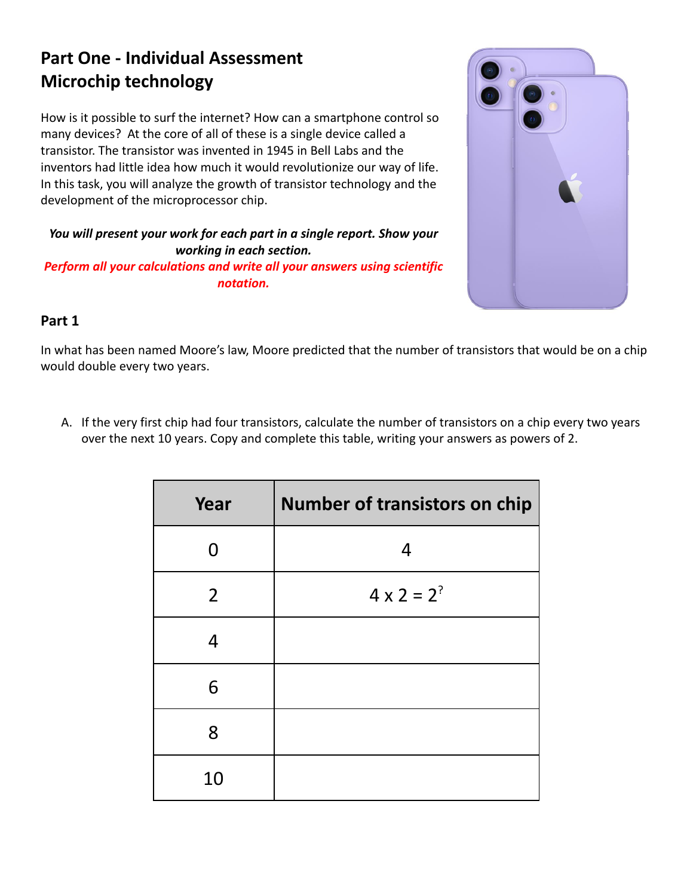## Part One - Individual Assessment
## Microchip technology

How is it possible to surf the internet? How can a smartphone control so many devices? At the core of all of these is a single device called a transistor. The transistor was invented in 1945 in Bell Labs and the inventors had little idea how much it would revolutionize our way of life. In this task, you will analyze the growth of transistor technology and the development of the microprocessor chip.

***You will present your work for each part in a single report. Show your working in each section.***

***Perform all your calculations and write all your answers using scientific notation.***

### Part 1

In what has been named Moore's law, Moore predicted that the number of transistors that would be on a chip would double every two years.

A. If the very first chip had four transistors, calculate the number of transistors on a chip every two years over the next 10 years. Copy and complete this table, writing your answers as powers of 2.

| Year | Number of transistors on chip |
|---|---|
| 0 | 4 |
| 2 | $4 \times 2 = 2^?$ |
| 4 | |
| 6 | |
| 8 | |
| 10 | |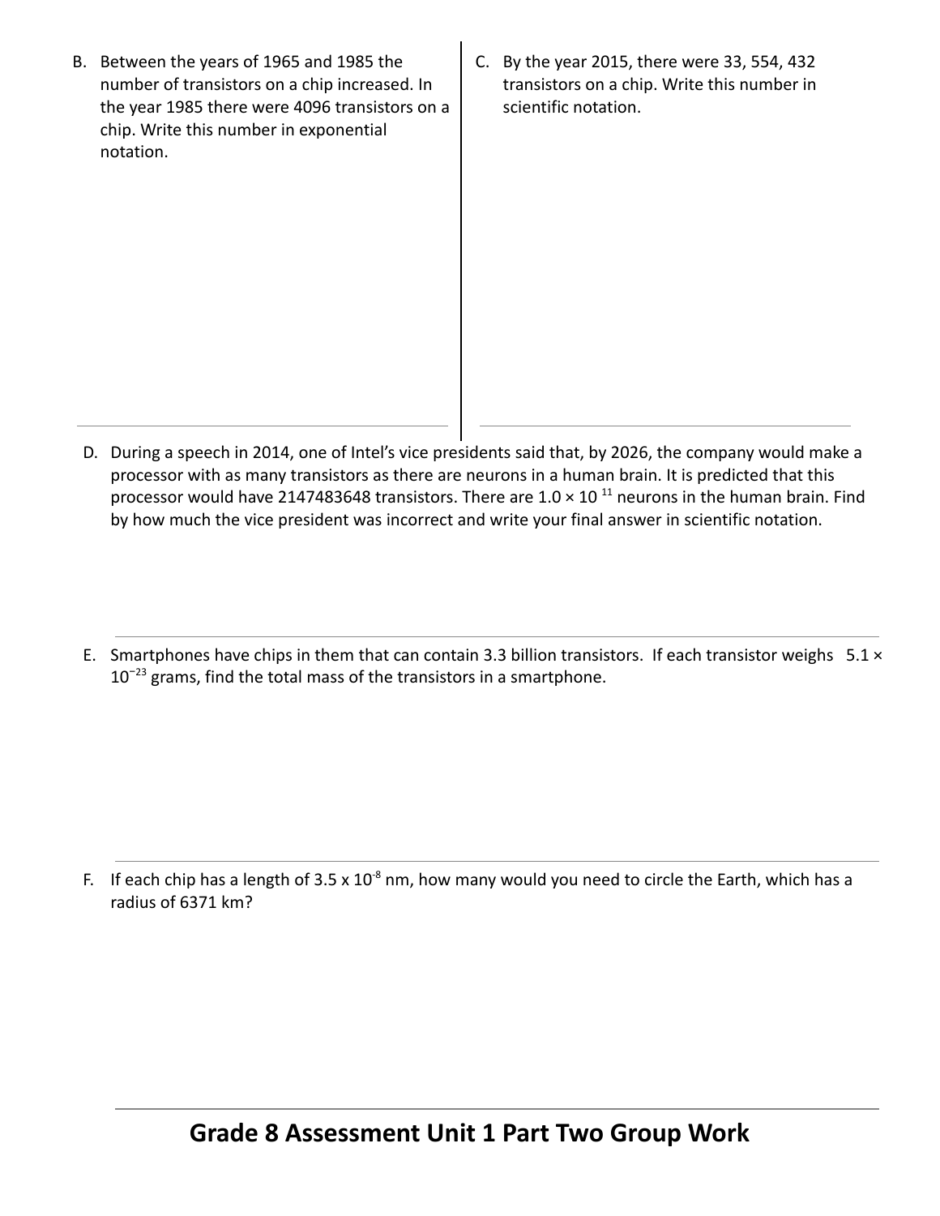B. Between the years of 1965 and 1985 the number of transistors on a chip increased. In the year 1985 there were 4096 transistors on a chip. Write this number in exponential notation.

C. By the year 2015, there were 33, 554, 432 transistors on a chip. Write this number in scientific notation.

D. During a speech in 2014, one of Intel's vice presidents said that, by 2026, the company would make a processor with as many transistors as there are neurons in a human brain. It is predicted that this processor would have 2147483648 transistors. There are $1.0 \times 10^{11}$ neurons in the human brain. Find by how much the vice president was incorrect and write your final answer in scientific notation.

E. Smartphones have chips in them that can contain 3.3 billion transistors. If each transistor weighs $5.1 \times 10^{-23}$ grams, find the total mass of the transistors in a smartphone.

F. If each chip has a length of $3.5 \times 10^{-8}$ nm, how many would you need to circle the Earth, which has a radius of 6371 km?

## Grade 8 Assessment Unit 1 Part Two Group Work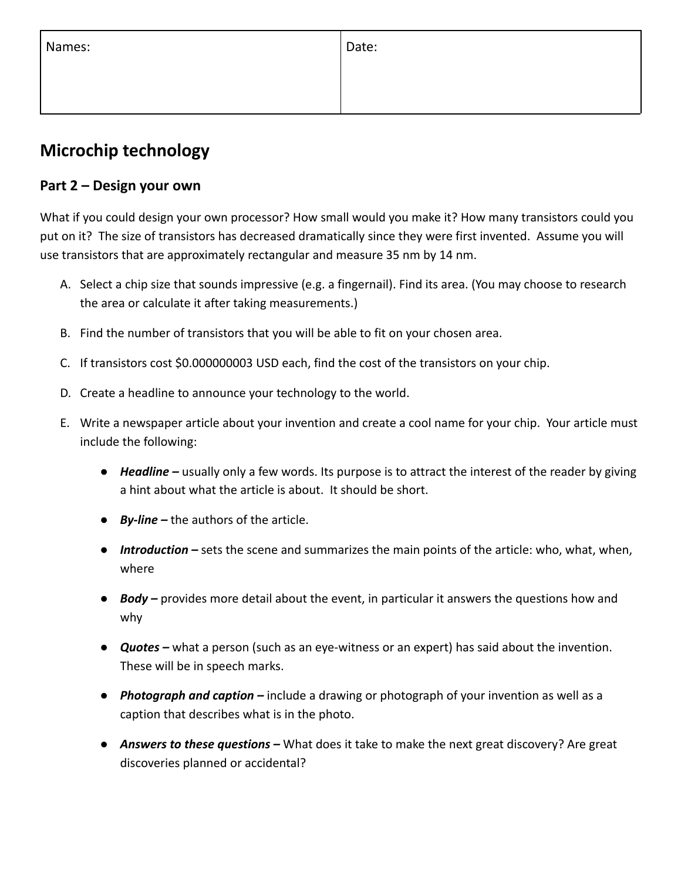| Names: | Date: |
| --- | --- |
| | |

## Microchip technology

### Part 2 – Design your own

What if you could design your own processor? How small would you make it? How many transistors could you put on it? The size of transistors has decreased dramatically since they were first invented. Assume you will use transistors that are approximately rectangular and measure 35 nm by 14 nm.

A. Select a chip size that sounds impressive (e.g. a fingernail). Find its area. (You may choose to research the area or calculate it after taking measurements.)

B. Find the number of transistors that you will be able to fit on your chosen area.

C. If transistors cost $0.000000003 USD each, find the cost of the transistors on your chip.

D. Create a headline to announce your technology to the world.

E. Write a newspaper article about your invention and create a cool name for your chip. Your article must include the following:

- ***Headline –*** usually only a few words. Its purpose is to attract the interest of the reader by giving a hint about what the article is about. It should be short.
- ***By-line –*** the authors of the article.
- ***Introduction –*** sets the scene and summarizes the main points of the article: who, what, when, where
- ***Body –*** provides more detail about the event, in particular it answers the questions how and why
- ***Quotes –*** what a person (such as an eye-witness or an expert) has said about the invention. These will be in speech marks.
- ***Photograph and caption –*** include a drawing or photograph of your invention as well as a caption that describes what is in the photo.
- ***Answers to these questions –*** What does it take to make the next great discovery? Are great discoveries planned or accidental?